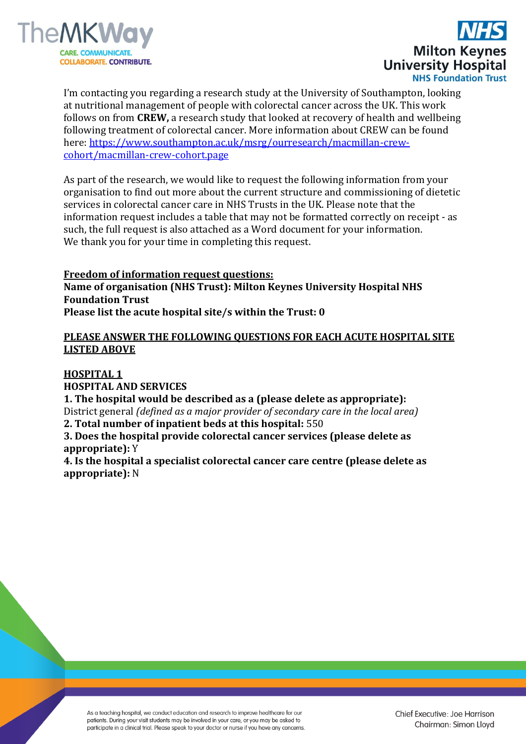I'm contacting you regarding a research study at the University of Southampton, looking at nutritional management of people with colorectal cancer across the UK. This work follows on from **CREW,** a research study that looked at recovery of health and wellbeing following treatment of colorectal cancer. More information about CREW can be found here: [https://www.southampton.ac.uk/msrg/ourresearch/macmillan-crew-cohort/macmillan-crew-cohort.page](https://www.southampton.ac.uk/msrg/ourresearch/macmillan-crew-cohort/macmillan-crew-cohort.page)

As part of the research, we would like to request the following information from your organisation to find out more about the current structure and commissioning of dietetic services in colorectal cancer care in NHS Trusts in the UK. Please note that the information request includes a table that may not be formatted correctly on receipt - as such, the full request is also attached as a Word document for your information. We thank you for your time in completing this request.

**Freedom of information request questions:**

**Name of organisation (NHS Trust): Milton Keynes University Hospital NHS Foundation Trust**

**Please list the acute hospital site/s within the Trust: 0**

**PLEASE ANSWER THE FOLLOWING QUESTIONS FOR EACH ACUTE HOSPITAL SITE LISTED ABOVE**

**HOSPITAL 1**

**HOSPITAL AND SERVICES**

**1. The hospital would be described as a (please delete as appropriate):**
District general *(defined as a major provider of secondary care in the local area)*

**2. Total number of inpatient beds at this hospital:** 550

**3. Does the hospital provide colorectal cancer services (please delete as appropriate):** Y

**4. Is the hospital a specialist colorectal cancer care centre (please delete as appropriate):** N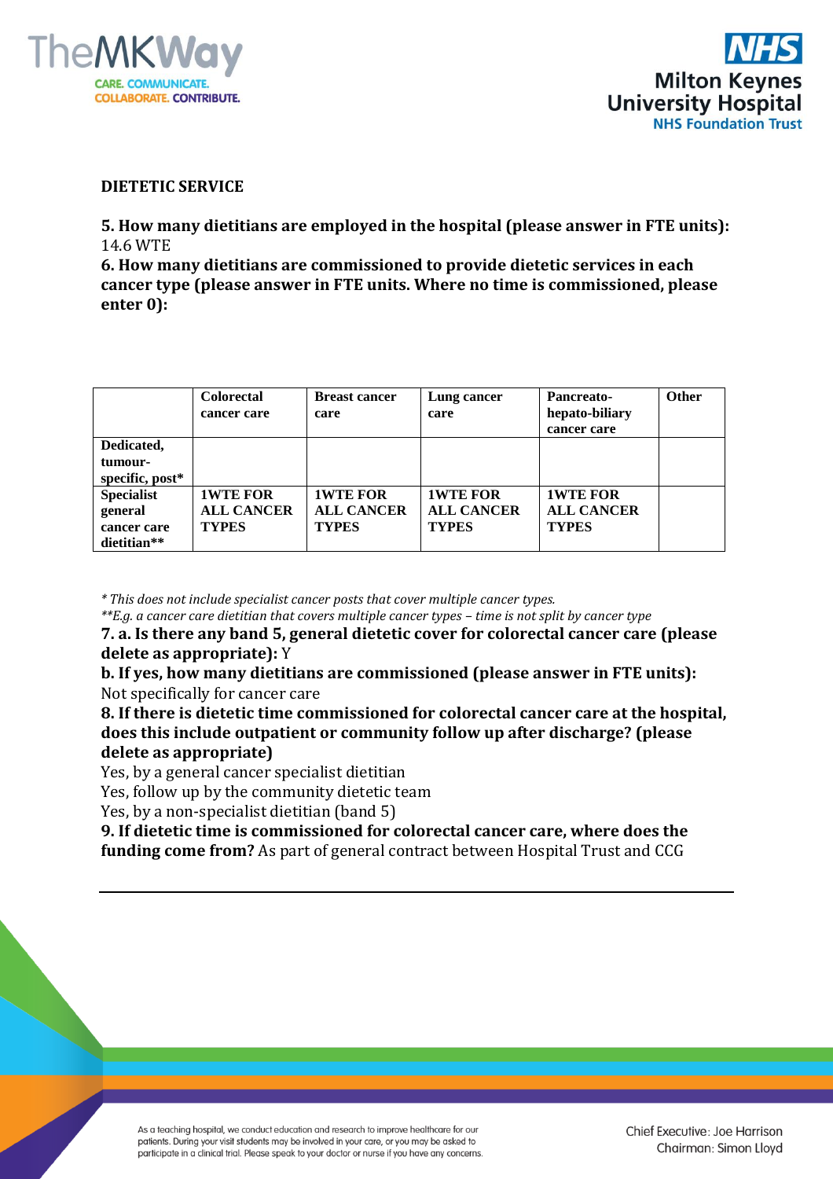## DIETETIC SERVICE

**5. How many dietitians are employed in the hospital (please answer in FTE units):**
14.6 WTE

**6. How many dietitians are commissioned to provide dietetic services in each cancer type (please answer in FTE units. Where no time is commissioned, please enter 0):**

| | Colorectal cancer care | Breast cancer care | Lung cancer care | Pancreato-hepato-biliary cancer care | Other |
|---|---|---|---|---|---|
| Dedicated, tumour-specific, post* | | | | | |
| Specialist general cancer care dietitian** | 1WTE FOR ALL CANCER TYPES | 1WTE FOR ALL CANCER TYPES | 1WTE FOR ALL CANCER TYPES | 1WTE FOR ALL CANCER TYPES | |

*\* This does not include specialist cancer posts that cover multiple cancer types.*
*\*\*E.g. a cancer care dietitian that covers multiple cancer types – time is not split by cancer type*

**7. a. Is there any band 5, general dietetic cover for colorectal cancer care (please delete as appropriate):** Y

**b. If yes, how many dietitians are commissioned (please answer in FTE units):**
Not specifically for cancer care

**8. If there is dietetic time commissioned for colorectal cancer care at the hospital, does this include outpatient or community follow up after discharge? (please delete as appropriate)**
Yes, by a general cancer specialist dietitian
Yes, follow up by the community dietetic team
Yes, by a non-specialist dietitian (band 5)

**9. If dietetic time is commissioned for colorectal cancer care, where does the funding come from?** As part of general contract between Hospital Trust and CCG